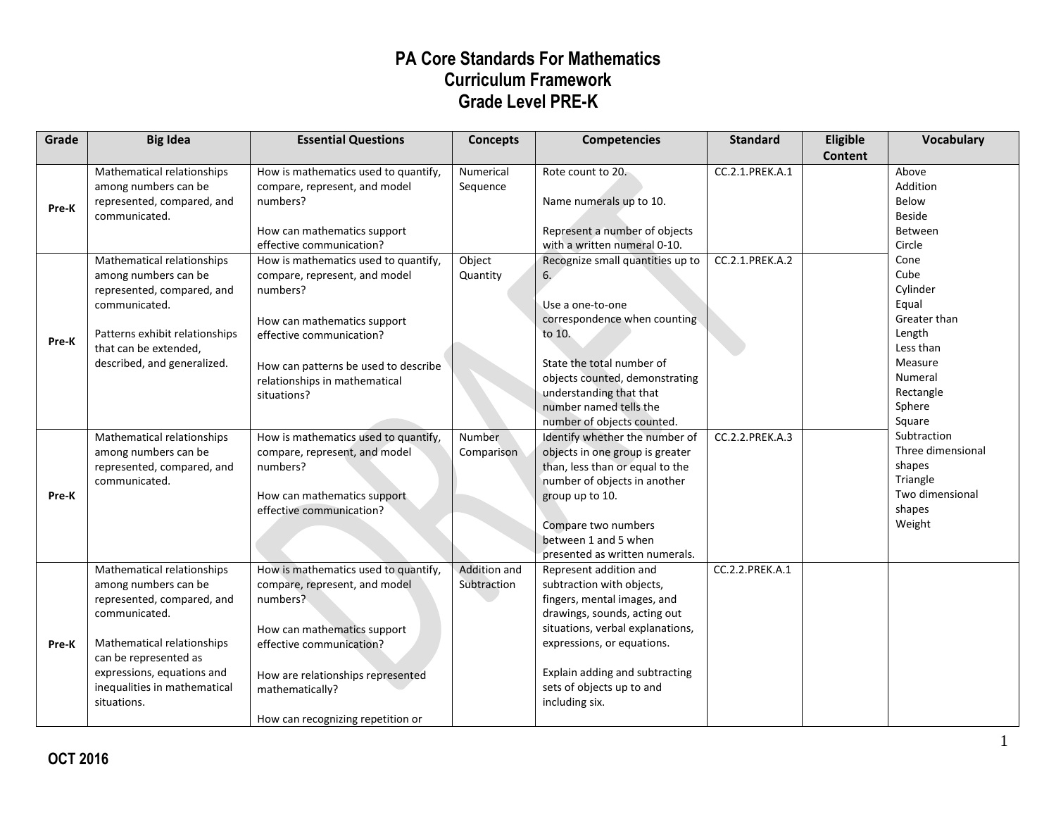# PA Core Standards For Mathematics
## Curriculum Framework
## Grade Level PRE-K

| Grade | Big Idea | Essential Questions | Concepts | Competencies | Standard | Eligible Content | Vocabulary |
|---|---|---|---|---|---|---|---|
| Pre-K | Mathematical relationships among numbers can be represented, compared, and communicated. | How is mathematics used to quantify, compare, represent, and model numbers?<br><br>How can mathematics support effective communication? | Numerical Sequence | Rote count to 20.<br><br>Name numerals up to 10.<br><br>Represent a number of objects with a written numeral 0-10. | CC.2.1.PREK.A.1 | | Above<br>Addition<br>Below<br>Beside<br>Between<br>Circle<br>Cone<br>Cube<br>Cylinder<br>Equal<br>Greater than<br>Length<br>Less than<br>Measure<br>Numeral<br>Rectangle<br>Sphere<br>Square<br>Subtraction<br>Three dimensional shapes<br>Triangle<br>Two dimensional shapes<br>Weight |
| Pre-K | Mathematical relationships among numbers can be represented, compared, and communicated.<br><br>Patterns exhibit relationships that can be extended, described, and generalized. | How is mathematics used to quantify, compare, represent, and model numbers?<br><br>How can mathematics support effective communication?<br><br>How can patterns be used to describe relationships in mathematical situations? | Object Quantity | Recognize small quantities up to 6.<br><br>Use a one-to-one correspondence when counting to 10.<br><br>State the total number of objects counted, demonstrating understanding that that number named tells the number of objects counted. | CC.2.1.PREK.A.2 | | |
| Pre-K | Mathematical relationships among numbers can be represented, compared, and communicated. | How is mathematics used to quantify, compare, represent, and model numbers?<br><br>How can mathematics support effective communication? | Number Comparison | Identify whether the number of objects in one group is greater than, less than or equal to the number of objects in another group up to 10.<br><br>Compare two numbers between 1 and 5 when presented as written numerals. | CC.2.2.PREK.A.3 | | |
| Pre-K | Mathematical relationships among numbers can be represented, compared, and communicated.<br><br>Mathematical relationships can be represented as expressions, equations and inequalities in mathematical situations. | How is mathematics used to quantify, compare, represent, and model numbers?<br><br>How can mathematics support effective communication?<br><br>How are relationships represented mathematically?<br><br>How can recognizing repetition or | Addition and Subtraction | Represent addition and subtraction with objects, fingers, mental images, and drawings, sounds, acting out situations, verbal explanations, expressions, or equations.<br><br>Explain adding and subtracting sets of objects up to and including six. | CC.2.2.PREK.A.1 | | |

OCT 2016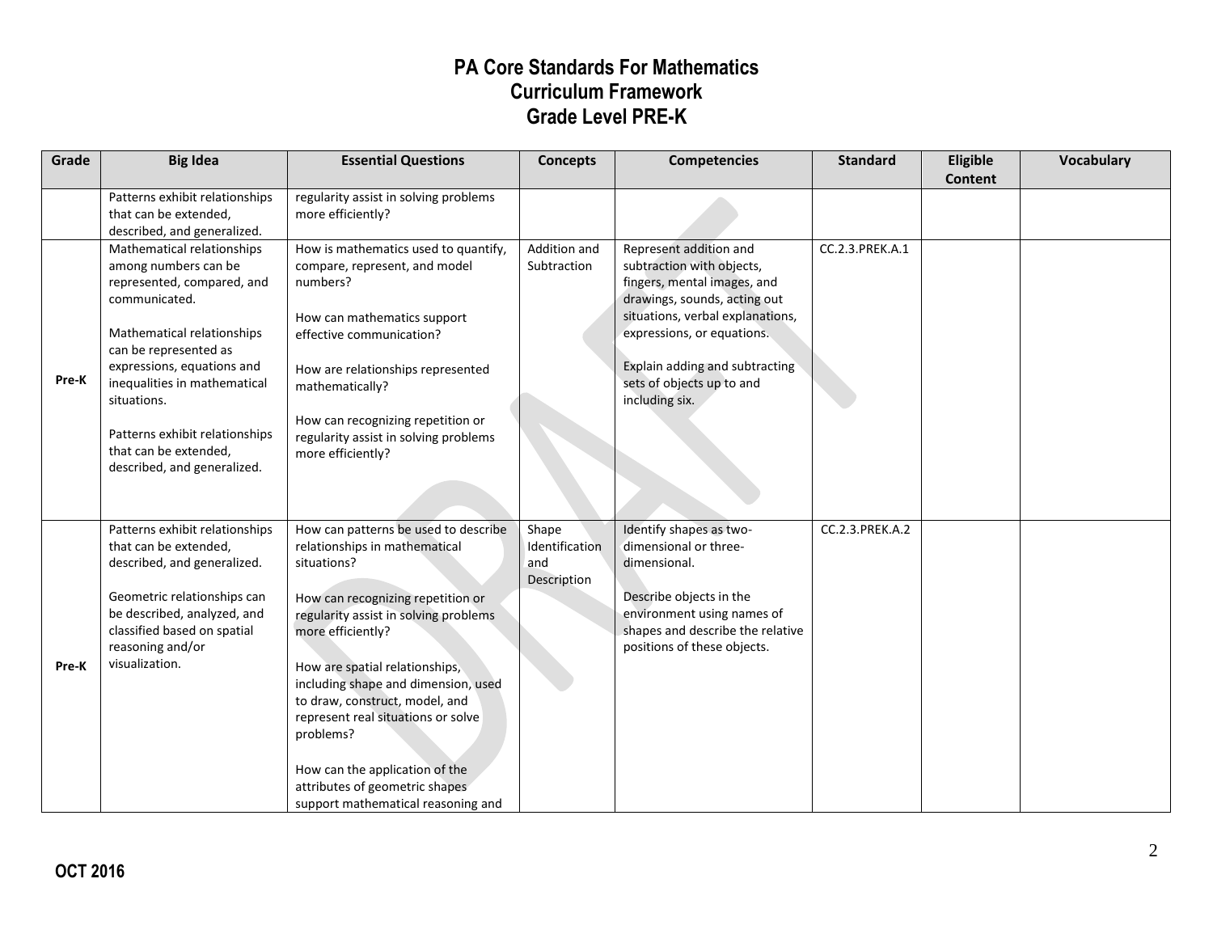# PA Core Standards For Mathematics
# Curriculum Framework
# Grade Level PRE-K

| Grade | Big Idea | Essential Questions | Concepts | Competencies | Standard | Eligible Content | Vocabulary |
|---|---|---|---|---|---|---|---|
| | Patterns exhibit relationships that can be extended, described, and generalized. | regularity assist in solving problems more efficiently? | | | | | |
| Pre-K | Mathematical relationships among numbers can be represented, compared, and communicated.<br><br>Mathematical relationships can be represented as expressions, equations and inequalities in mathematical situations.<br><br>Patterns exhibit relationships that can be extended, described, and generalized. | How is mathematics used to quantify, compare, represent, and model numbers?<br><br>How can mathematics support effective communication?<br><br>How are relationships represented mathematically?<br><br>How can recognizing repetition or regularity assist in solving problems more efficiently? | Addition and Subtraction | Represent addition and subtraction with objects, fingers, mental images, and drawings, sounds, acting out situations, verbal explanations, expressions, or equations.<br><br>Explain adding and subtracting sets of objects up to and including six. | CC.2.3.PREK.A.1 | | |
| Pre-K | Patterns exhibit relationships that can be extended, described, and generalized.<br><br>Geometric relationships can be described, analyzed, and classified based on spatial reasoning and/or visualization. | How can patterns be used to describe relationships in mathematical situations?<br><br>How can recognizing repetition or regularity assist in solving problems more efficiently?<br><br>How are spatial relationships, including shape and dimension, used to draw, construct, model, and represent real situations or solve problems?<br><br>How can the application of the attributes of geometric shapes support mathematical reasoning and | Shape Identification and Description | Identify shapes as two-dimensional or three-dimensional.<br><br>Describe objects in the environment using names of shapes and describe the relative positions of these objects. | CC.2.3.PREK.A.2 | | |

OCT 2016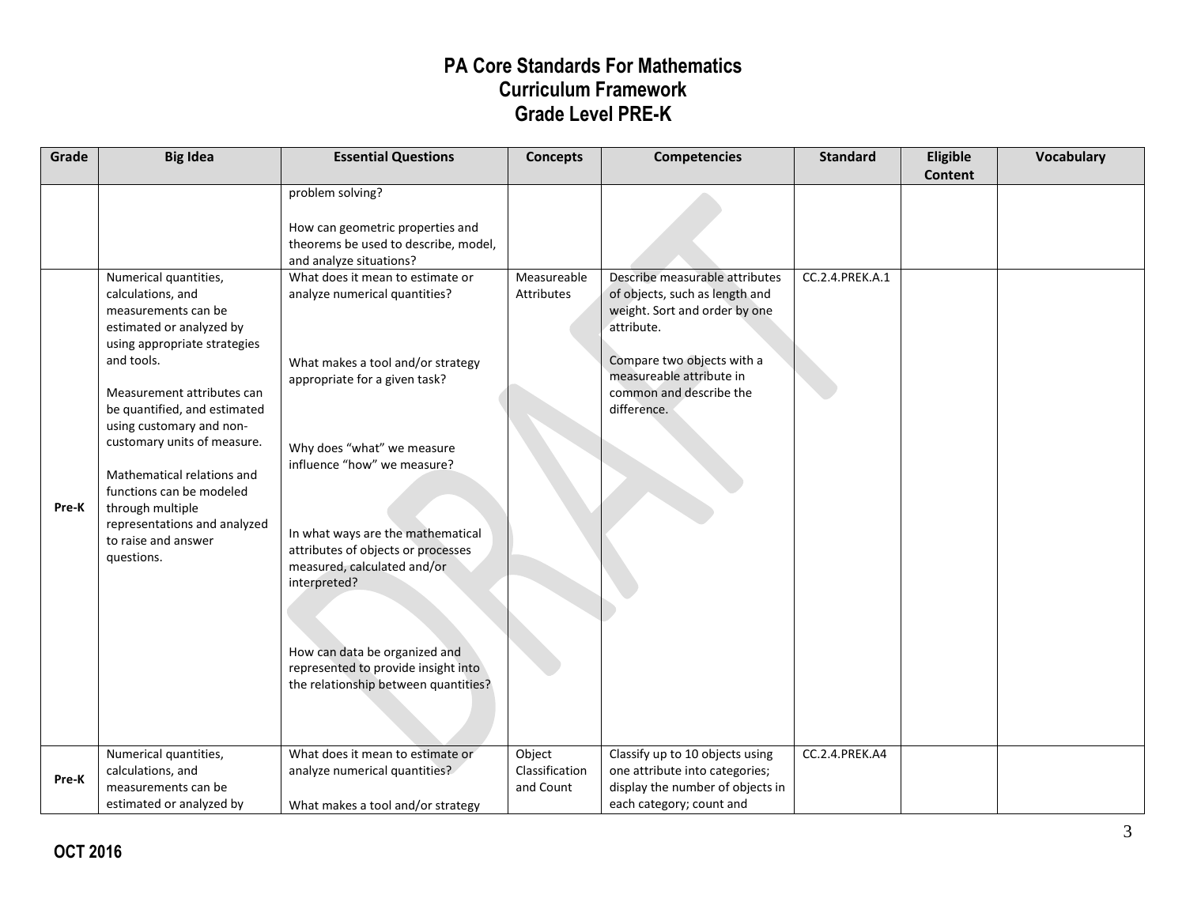# PA Core Standards For Mathematics
## Curriculum Framework
## Grade Level PRE-K

| Grade | Big Idea | Essential Questions | Concepts | Competencies | Standard | Eligible Content | Vocabulary |
|---|---|---|---|---|---|---|---|
| | | problem solving?<br><br>How can geometric properties and theorems be used to describe, model, and analyze situations? | | | | | |
| Pre-K | Numerical quantities, calculations, and measurements can be estimated or analyzed by using appropriate strategies and tools.<br><br>Measurement attributes can be quantified, and estimated using customary and non-customary units of measure.<br><br>Mathematical relations and functions can be modeled through multiple representations and analyzed to raise and answer questions. | What does it mean to estimate or analyze numerical quantities?<br><br>What makes a tool and/or strategy appropriate for a given task?<br><br>Why does "what" we measure influence "how" we measure?<br><br>In what ways are the mathematical attributes of objects or processes measured, calculated and/or interpreted?<br><br>How can data be organized and represented to provide insight into the relationship between quantities? | Measureable Attributes | Describe measurable attributes of objects, such as length and weight. Sort and order by one attribute.<br><br>Compare two objects with a measureable attribute in common and describe the difference. | CC.2.4.PREK.A.1 | | |
| Pre-K | Numerical quantities, calculations, and measurements can be estimated or analyzed by | What does it mean to estimate or analyze numerical quantities?<br><br>What makes a tool and/or strategy | Object Classification and Count | Classify up to 10 objects using one attribute into categories; display the number of objects in each category; count and | CC.2.4.PREK.A4 | | |

**OCT 2016**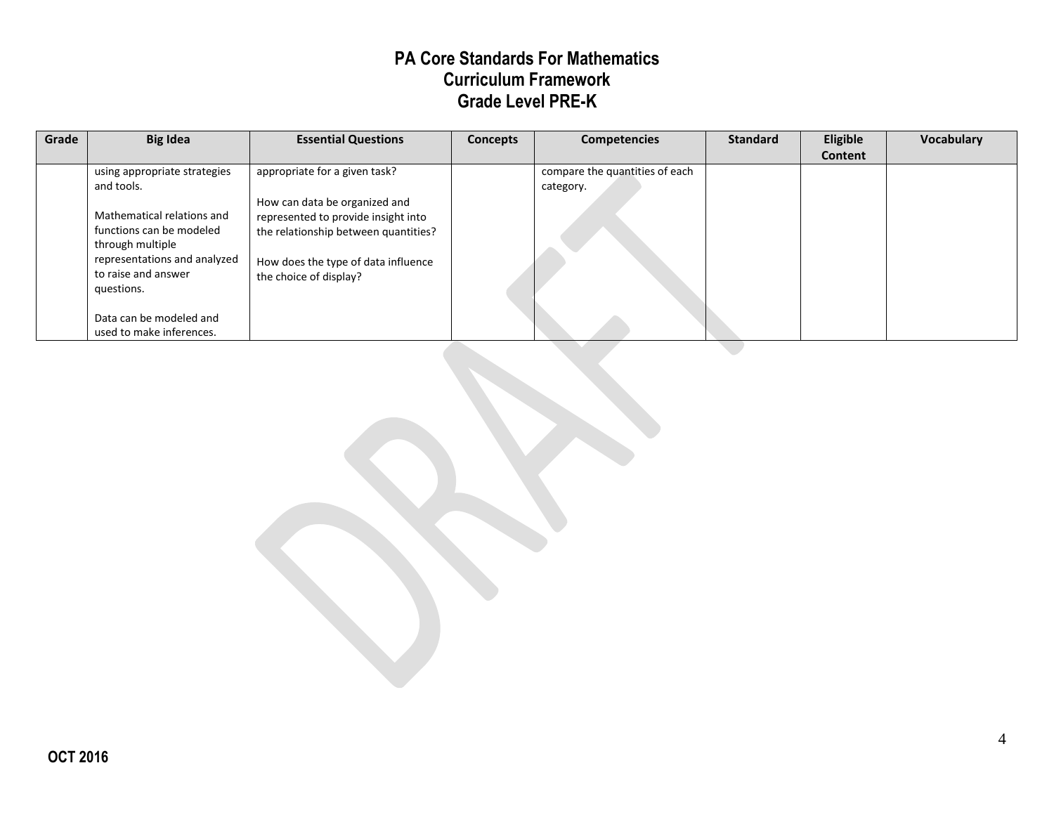# PA Core Standards For Mathematics
## Curriculum Framework
## Grade Level PRE-K

| Grade | Big Idea | Essential Questions | Concepts | Competencies | Standard | Eligible Content | Vocabulary |
|---|---|---|---|---|---|---|---|
| | using appropriate strategies and tools.<br><br>Mathematical relations and functions can be modeled through multiple representations and analyzed to raise and answer questions.<br><br>Data can be modeled and used to make inferences. | appropriate for a given task?<br><br>How can data be organized and represented to provide insight into the relationship between quantities?<br><br>How does the type of data influence the choice of display? | | compare the quantities of each category. | | | |

**OCT 2016**